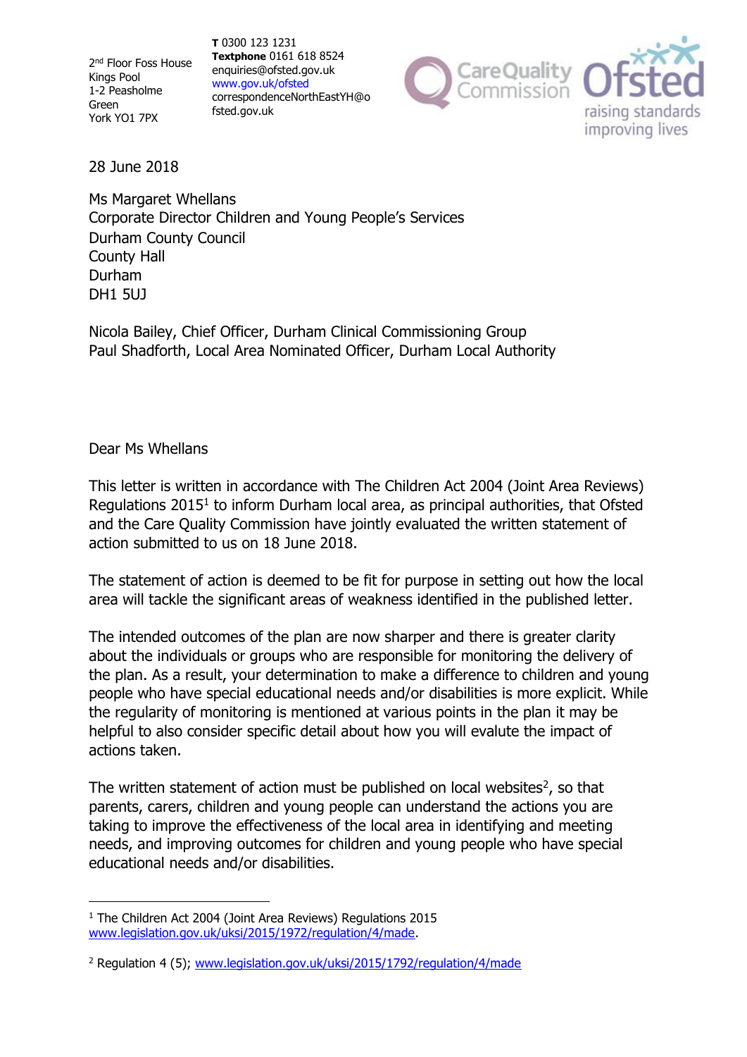2nd Floor Foss House
Kings Pool
1-2 Peasholme Green
York YO1 7PX

**T** 0300 123 1231
**Textphone** 0161 618 8524
enquiries@ofsted.gov.uk
www.gov.uk/ofsted
correspondenceNorthEastYH@ofsted.gov.uk

28 June 2018

Ms Margaret Whellans
Corporate Director Children and Young People's Services
Durham County Council
County Hall
Durham
DH1 5UJ

Nicola Bailey, Chief Officer, Durham Clinical Commissioning Group
Paul Shadforth, Local Area Nominated Officer, Durham Local Authority

Dear Ms Whellans

This letter is written in accordance with The Children Act 2004 (Joint Area Reviews) Regulations 2015[1] to inform Durham local area, as principal authorities, that Ofsted and the Care Quality Commission have jointly evaluated the written statement of action submitted to us on 18 June 2018.

The statement of action is deemed to be fit for purpose in setting out how the local area will tackle the significant areas of weakness identified in the published letter.

The intended outcomes of the plan are now sharper and there is greater clarity about the individuals or groups who are responsible for monitoring the delivery of the plan. As a result, your determination to make a difference to children and young people who have special educational needs and/or disabilities is more explicit. While the regularity of monitoring is mentioned at various points in the plan it may be helpful to also consider specific detail about how you will evalute the impact of actions taken.

The written statement of action must be published on local websites[2], so that parents, carers, children and young people can understand the actions you are taking to improve the effectiveness of the local area in identifying and meeting needs, and improving outcomes for children and young people who have special educational needs and/or disabilities.

---

[1] The Children Act 2004 (Joint Area Reviews) Regulations 2015 www.legislation.gov.uk/uksi/2015/1972/regulation/4/made.

[2] Regulation 4 (5); www.legislation.gov.uk/uksi/2015/1792/regulation/4/made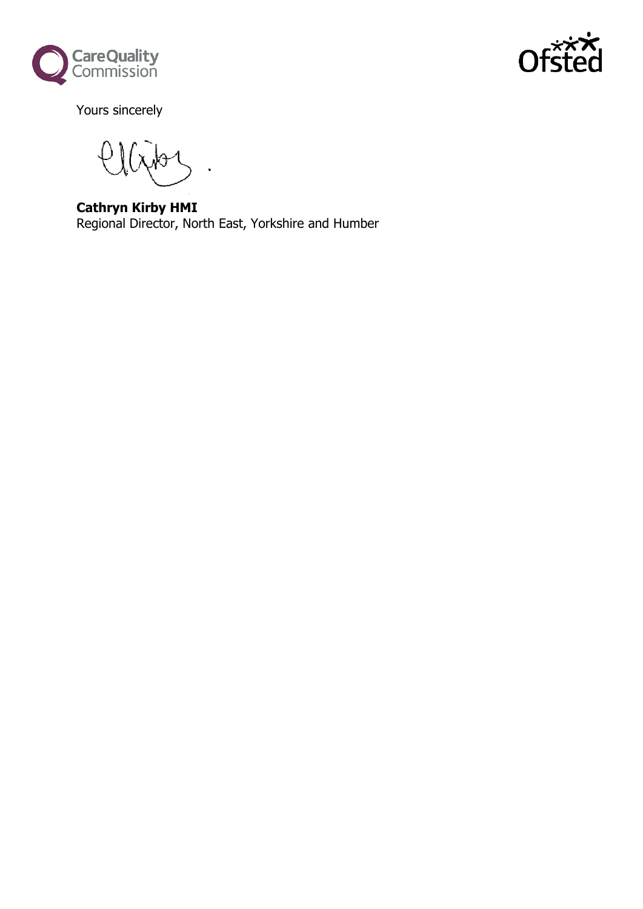Yours sincerely

**Cathryn Kirby HMI**
Regional Director, North East, Yorkshire and Humber